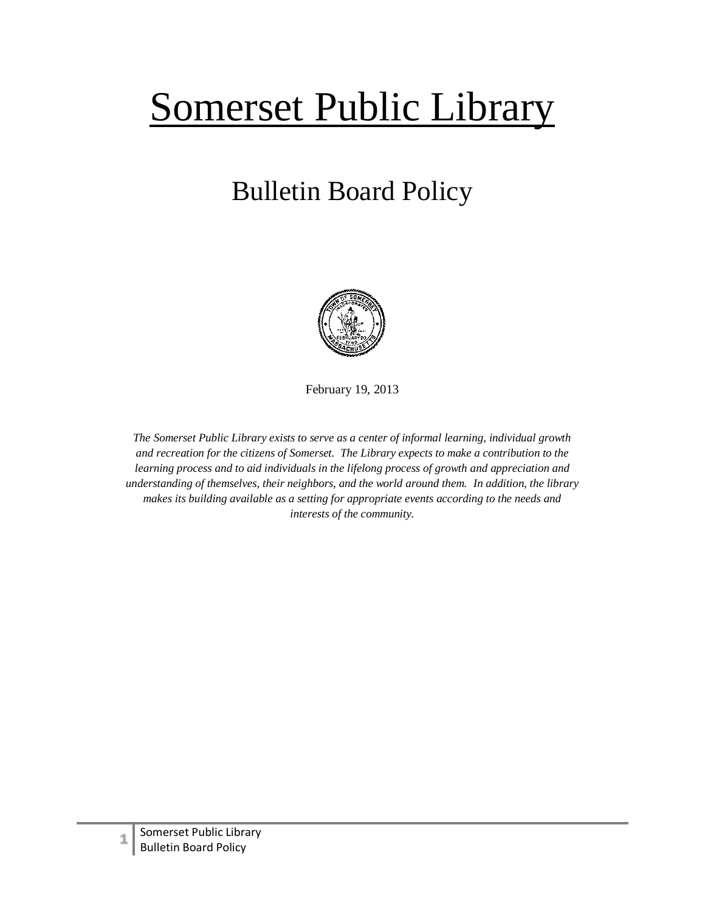# Somerset Public Library

## Bulletin Board Policy

February 19, 2013

*The Somerset Public Library exists to serve as a center of informal learning, individual growth and recreation for the citizens of Somerset. The Library expects to make a contribution to the learning process and to aid individuals in the lifelong process of growth and appreciation and understanding of themselves, their neighbors, and the world around them. In addition, the library makes its building available as a setting for appropriate events according to the needs and interests of the community.*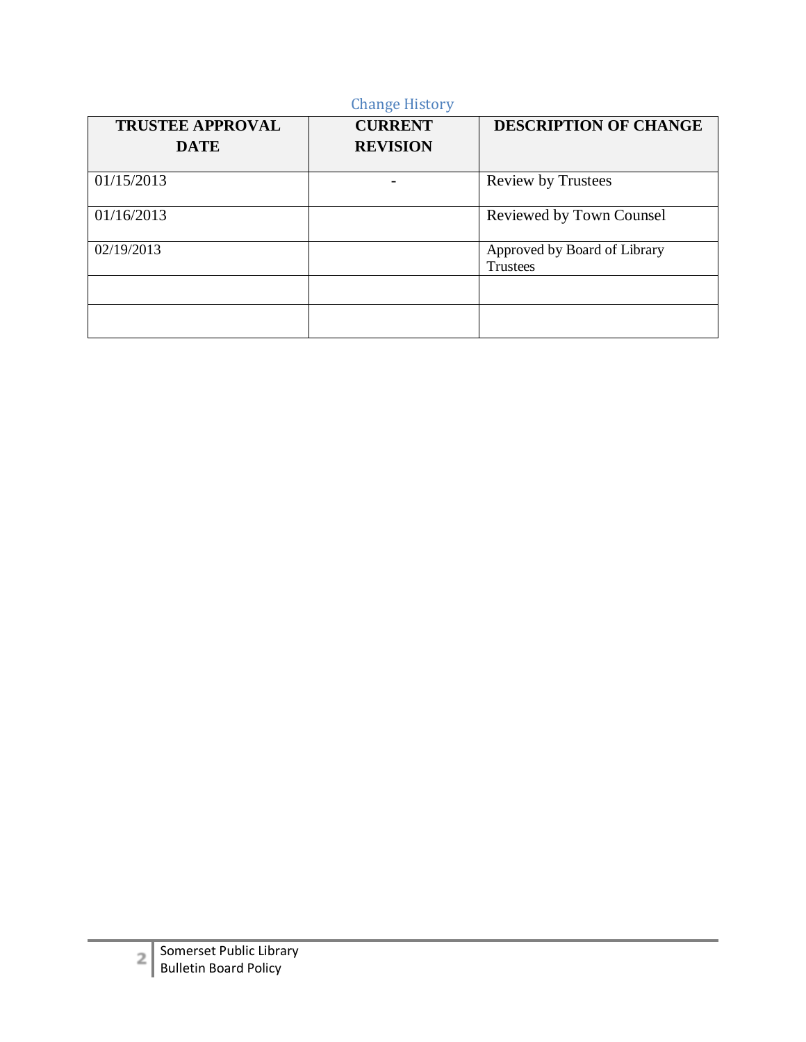## Change History

| TRUSTEE APPROVAL DATE | CURRENT REVISION | DESCRIPTION OF CHANGE |
|---|---|---|
| 01/15/2013 | - | Review by Trustees |
| 01/16/2013 | | Reviewed by Town Counsel |
| 02/19/2013 | | Approved by Board of Library Trustees |
| | | |
| | | |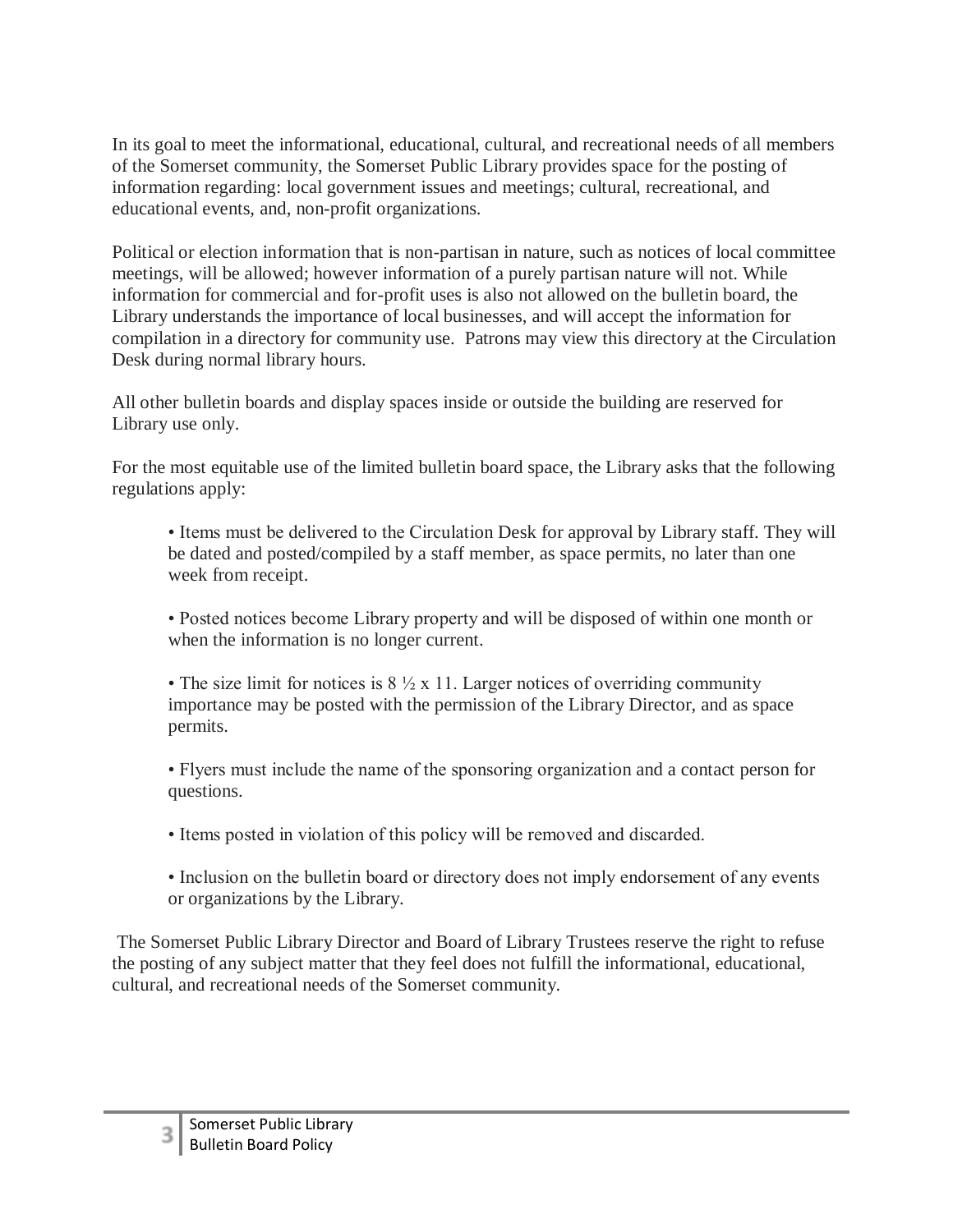In its goal to meet the informational, educational, cultural, and recreational needs of all members of the Somerset community, the Somerset Public Library provides space for the posting of information regarding: local government issues and meetings; cultural, recreational, and educational events, and, non-profit organizations.

Political or election information that is non-partisan in nature, such as notices of local committee meetings, will be allowed; however information of a purely partisan nature will not. While information for commercial and for-profit uses is also not allowed on the bulletin board, the Library understands the importance of local businesses, and will accept the information for compilation in a directory for community use. Patrons may view this directory at the Circulation Desk during normal library hours.

All other bulletin boards and display spaces inside or outside the building are reserved for Library use only.

For the most equitable use of the limited bulletin board space, the Library asks that the following regulations apply:

- Items must be delivered to the Circulation Desk for approval by Library staff. They will be dated and posted/compiled by a staff member, as space permits, no later than one week from receipt.
- Posted notices become Library property and will be disposed of within one month or when the information is no longer current.
- The size limit for notices is 8 ½ x 11. Larger notices of overriding community importance may be posted with the permission of the Library Director, and as space permits.
- Flyers must include the name of the sponsoring organization and a contact person for questions.
- Items posted in violation of this policy will be removed and discarded.
- Inclusion on the bulletin board or directory does not imply endorsement of any events or organizations by the Library.

The Somerset Public Library Director and Board of Library Trustees reserve the right to refuse the posting of any subject matter that they feel does not fulfill the informational, educational, cultural, and recreational needs of the Somerset community.